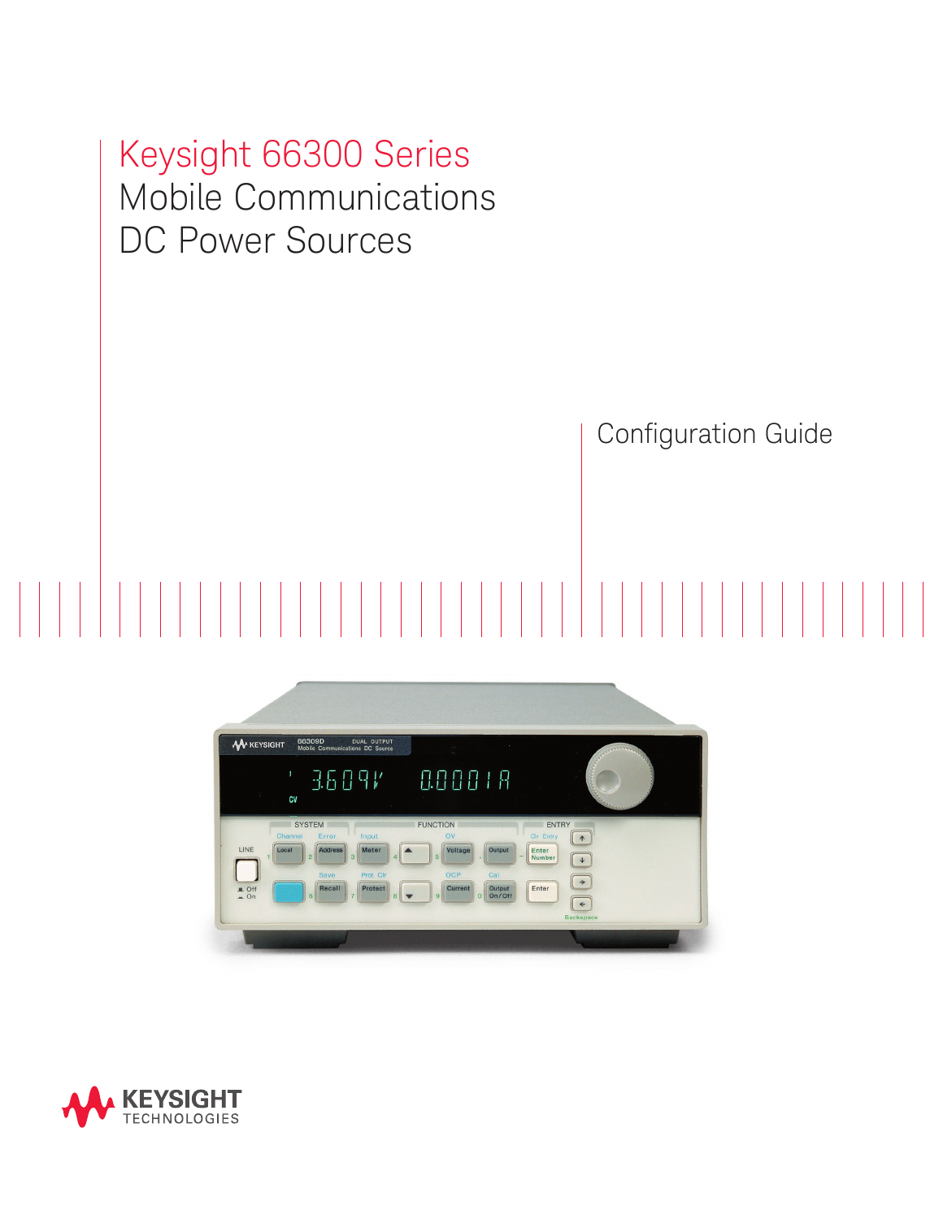# Keysight 66300 Series Mobile Communications DC Power Sources

## Configuration Guide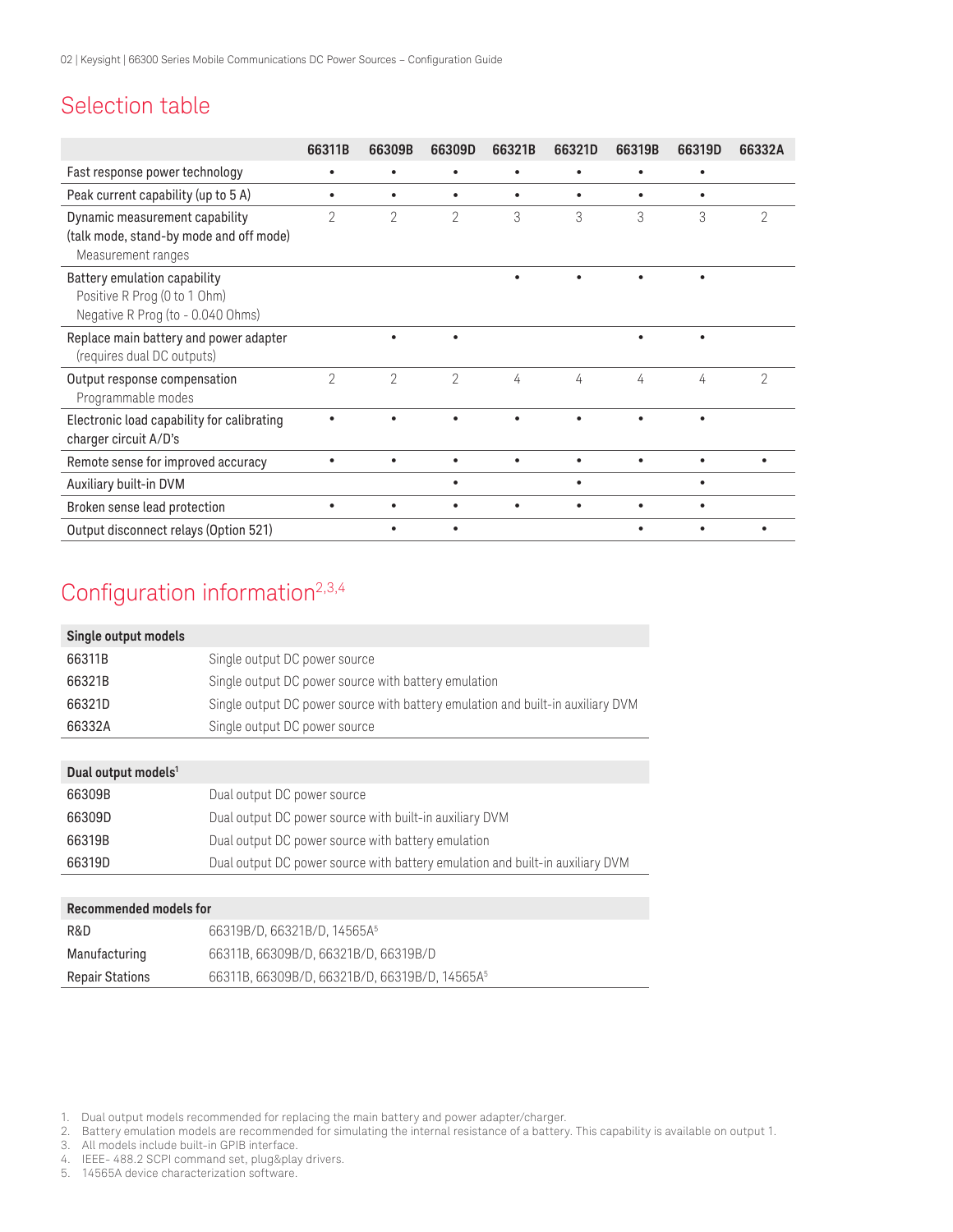## Selection table

| | 66311B | 66309B | 66309D | 66321B | 66321D | 66319B | 66319D | 66332A |
|---|---|---|---|---|---|---|---|---|
| Fast response power technology | • | • | • | • | • | • | • | |
| Peak current capability (up to 5 A) | • | • | • | • | • | • | • | |
| Dynamic measurement capability (talk mode, stand-by mode and off mode) Measurement ranges | 2 | 2 | 2 | 3 | 3 | 3 | 3 | 2 |
| Battery emulation capability Positive R Prog (0 to 1 Ohm) Negative R Prog (to - 0.040 Ohms) | | | | • | • | • | • | |
| Replace main battery and power adapter (requires dual DC outputs) | | • | • | | | • | • | |
| Output response compensation Programmable modes | 2 | 2 | 2 | 4 | 4 | 4 | 4 | 2 |
| Electronic load capability for calibrating charger circuit A/D's | • | • | • | • | • | • | • | |
| Remote sense for improved accuracy | • | • | • | • | • | • | • | • |
| Auxiliary built-in DVM | | | • | | • | | • | |
| Broken sense lead protection | • | • | • | • | • | • | • | |
| Output disconnect relays (Option 521) | | • | • | | | • | • | • |

## Configuration information[2,3,4]

| Single output models | |
|---|---|
| 66311B | Single output DC power source |
| 66321B | Single output DC power source with battery emulation |
| 66321D | Single output DC power source with battery emulation and built-in auxiliary DVM |
| 66332A | Single output DC power source |

| Dual output models[1] | |
|---|---|
| 66309B | Dual output DC power source |
| 66309D | Dual output DC power source with built-in auxiliary DVM |
| 66319B | Dual output DC power source with battery emulation |
| 66319D | Dual output DC power source with battery emulation and built-in auxiliary DVM |

| Recommended models for | |
|---|---|
| R&D | 66319B/D, 66321B/D, 14565A[5] |
| Manufacturing | 66311B, 66309B/D, 66321B/D, 66319B/D |
| Repair Stations | 66311B, 66309B/D, 66321B/D, 66319B/D, 14565A[5] |

1. Dual output models recommended for replacing the main battery and power adapter/charger.
2. Battery emulation models are recommended for simulating the internal resistance of a battery. This capability is available on output 1.
3. All models include built-in GPIB interface.
4. IEEE- 488.2 SCPI command set, plug&play drivers.
5. 14565A device characterization software.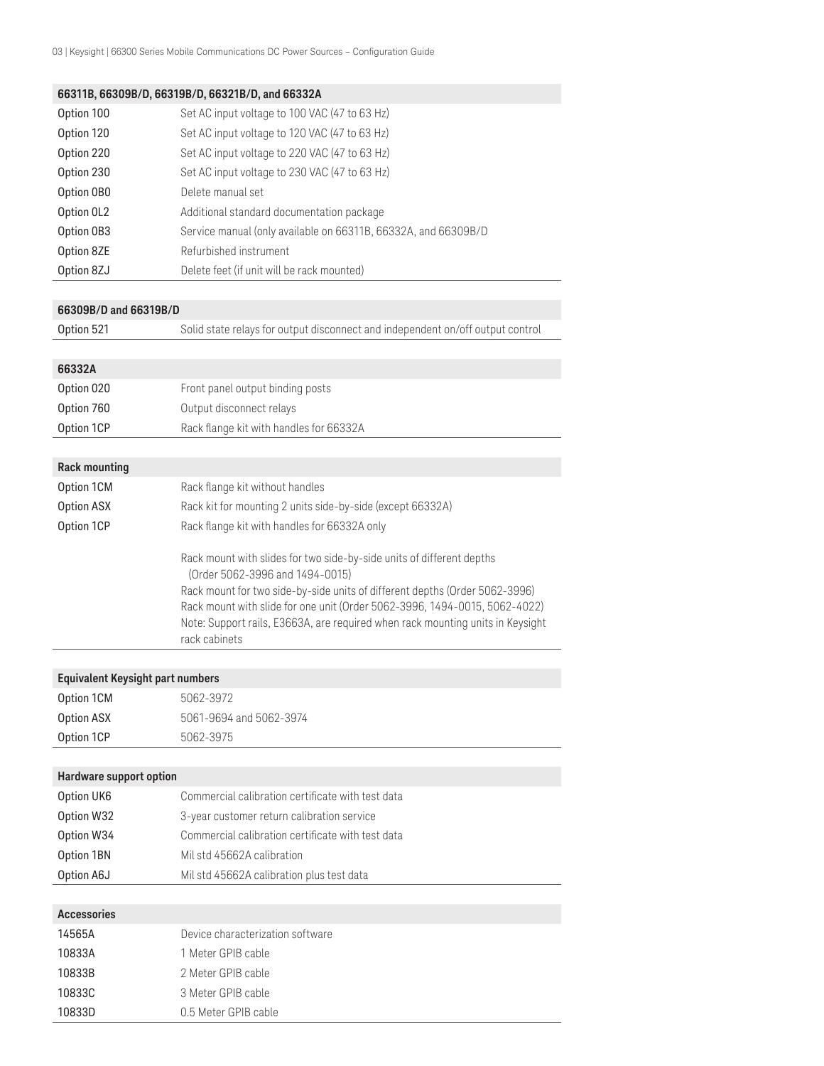| 66311B, 66309B/D, 66319B/D, 66321B/D, and 66332A | |
|---|---|
| Option 100 | Set AC input voltage to 100 VAC (47 to 63 Hz) |
| Option 120 | Set AC input voltage to 120 VAC (47 to 63 Hz) |
| Option 220 | Set AC input voltage to 220 VAC (47 to 63 Hz) |
| Option 230 | Set AC input voltage to 230 VAC (47 to 63 Hz) |
| Option 0B0 | Delete manual set |
| Option 0L2 | Additional standard documentation package |
| Option 0B3 | Service manual (only available on 66311B, 66332A, and 66309B/D |
| Option 8ZE | Refurbished instrument |
| Option 8ZJ | Delete feet (if unit will be rack mounted) |

| 66309B/D and 66319B/D | |
|---|---|
| Option 521 | Solid state relays for output disconnect and independent on/off output control |

| 66332A | |
|---|---|
| Option 020 | Front panel output binding posts |
| Option 760 | Output disconnect relays |
| Option 1CP | Rack flange kit with handles for 66332A |

| Rack mounting | |
|---|---|
| Option 1CM | Rack flange kit without handles |
| Option ASX | Rack kit for mounting 2 units side-by-side (except 66332A) |
| Option 1CP | Rack flange kit with handles for 66332A only |
| | Rack mount with slides for two side-by-side units of different depths (Order 5062-3996 and 1494-0015)<br>Rack mount for two side-by-side units of different depths (Order 5062-3996)<br>Rack mount with slide for one unit (Order 5062-3996, 1494-0015, 5062-4022)<br>Note: Support rails, E3663A, are required when rack mounting units in Keysight rack cabinets |

| Equivalent Keysight part numbers | |
|---|---|
| Option 1CM | 5062-3972 |
| Option ASX | 5061-9694 and 5062-3974 |
| Option 1CP | 5062-3975 |

| Hardware support option | |
|---|---|
| Option UK6 | Commercial calibration certificate with test data |
| Option W32 | 3-year customer return calibration service |
| Option W34 | Commercial calibration certificate with test data |
| Option 1BN | Mil std 45662A calibration |
| Option A6J | Mil std 45662A calibration plus test data |

| Accessories | |
|---|---|
| 14565A | Device characterization software |
| 10833A | 1 Meter GPIB cable |
| 10833B | 2 Meter GPIB cable |
| 10833C | 3 Meter GPIB cable |
| 10833D | 0.5 Meter GPIB cable |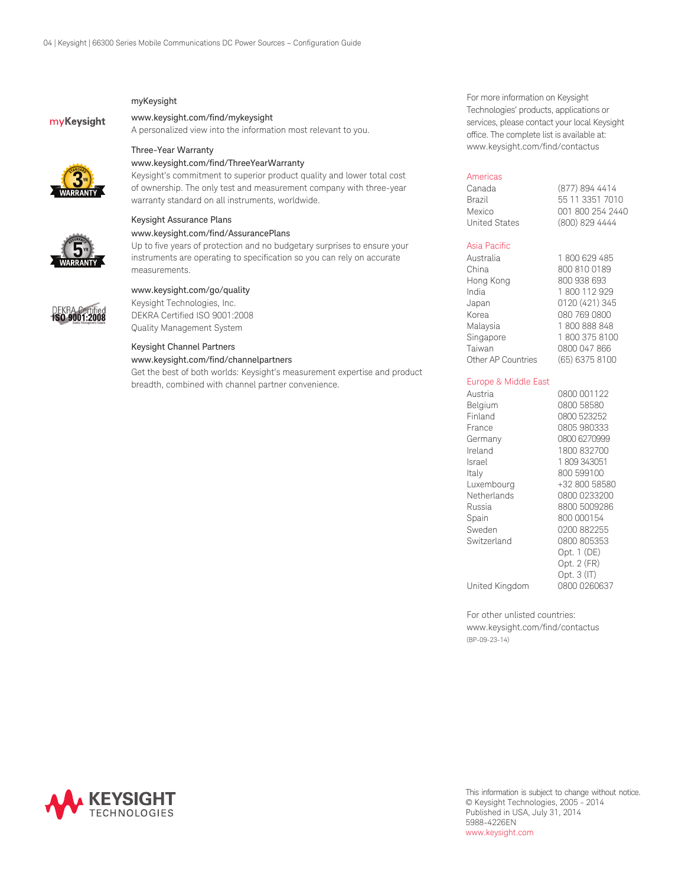myKeysight

www.keysight.com/find/mykeysight
A personalized view into the information most relevant to you.

Three-Year Warranty
www.keysight.com/find/ThreeYearWarranty
Keysight's commitment to superior product quality and lower total cost of ownership. The only test and measurement company with three-year warranty standard on all instruments, worldwide.

Keysight Assurance Plans
www.keysight.com/find/AssurancePlans
Up to five years of protection and no budgetary surprises to ensure your instruments are operating to specification so you can rely on accurate measurements.

www.keysight.com/go/quality
Keysight Technologies, Inc.
DEKRA Certified ISO 9001:2008
Quality Management System

Keysight Channel Partners
www.keysight.com/find/channelpartners
Get the best of both worlds: Keysight's measurement expertise and product breadth, combined with channel partner convenience.

For more information on Keysight Technologies' products, applications or services, please contact your local Keysight office. The complete list is available at:
www.keysight.com/find/contactus

**Americas**

| | |
|---|---|
| Canada | (877) 894 4414 |
| Brazil | 55 11 3351 7010 |
| Mexico | 001 800 254 2440 |
| United States | (800) 829 4444 |

**Asia Pacific**

| | |
|---|---|
| Australia | 1 800 629 485 |
| China | 800 810 0189 |
| Hong Kong | 800 938 693 |
| India | 1 800 112 929 |
| Japan | 0120 (421) 345 |
| Korea | 080 769 0800 |
| Malaysia | 1 800 888 848 |
| Singapore | 1 800 375 8100 |
| Taiwan | 0800 047 866 |
| Other AP Countries | (65) 6375 8100 |

**Europe & Middle East**

| | |
|---|---|
| Austria | 0800 001122 |
| Belgium | 0800 58580 |
| Finland | 0800 523252 |
| France | 0805 980333 |
| Germany | 0800 6270999 |
| Ireland | 1800 832700 |
| Israel | 1 809 343051 |
| Italy | 800 599100 |
| Luxembourg | +32 800 58580 |
| Netherlands | 0800 0233200 |
| Russia | 8800 5009286 |
| Spain | 800 000154 |
| Sweden | 0200 882255 |
| Switzerland | 0800 805353 |
| | Opt. 1 (DE) |
| | Opt. 2 (FR) |
| | Opt. 3 (IT) |
| United Kingdom | 0800 0260637 |

For other unlisted countries:
www.keysight.com/find/contactus
(BP-09-23-14)

KEYSIGHT TECHNOLOGIES

This information is subject to change without notice.
© Keysight Technologies, 2005 - 2014
Published in USA, July 31, 2014
5988-4226EN
www.keysight.com